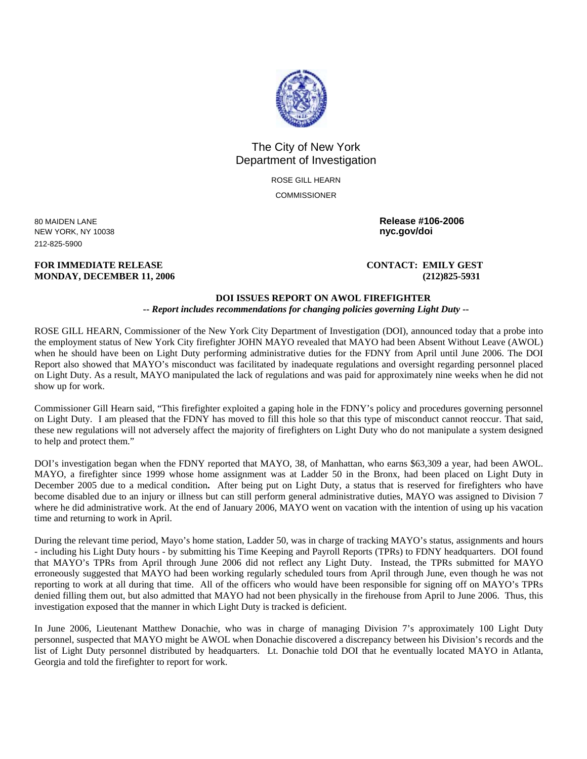# The City of New York
## Department of Investigation

ROSE GILL HEARN

COMMISSIONER

80 MAIDEN LANE
NEW YORK, NY 10038
212-825-5900

**Release #106-2006**
**nyc.gov/doi**

**FOR IMMEDIATE RELEASE**
**MONDAY, DECEMBER 11, 2006**

**CONTACT: EMILY GEST**
**(212)825-5931**

**DOI ISSUES REPORT ON AWOL FIREFIGHTER**

***-- Report includes recommendations for changing policies governing Light Duty --***

ROSE GILL HEARN, Commissioner of the New York City Department of Investigation (DOI), announced today that a probe into the employment status of New York City firefighter JOHN MAYO revealed that MAYO had been Absent Without Leave (AWOL) when he should have been on Light Duty performing administrative duties for the FDNY from April until June 2006. The DOI Report also showed that MAYO's misconduct was facilitated by inadequate regulations and oversight regarding personnel placed on Light Duty. As a result, MAYO manipulated the lack of regulations and was paid for approximately nine weeks when he did not show up for work.

Commissioner Gill Hearn said, "This firefighter exploited a gaping hole in the FDNY's policy and procedures governing personnel on Light Duty. I am pleased that the FDNY has moved to fill this hole so that this type of misconduct cannot reoccur. That said, these new regulations will not adversely affect the majority of firefighters on Light Duty who do not manipulate a system designed to help and protect them."

DOI's investigation began when the FDNY reported that MAYO, 38, of Manhattan, who earns $63,309 a year, had been AWOL. MAYO, a firefighter since 1999 whose home assignment was at Ladder 50 in the Bronx, had been placed on Light Duty in December 2005 due to a medical condition**.** After being put on Light Duty, a status that is reserved for firefighters who have become disabled due to an injury or illness but can still perform general administrative duties, MAYO was assigned to Division 7 where he did administrative work. At the end of January 2006, MAYO went on vacation with the intention of using up his vacation time and returning to work in April.

During the relevant time period, Mayo's home station, Ladder 50, was in charge of tracking MAYO's status, assignments and hours - including his Light Duty hours - by submitting his Time Keeping and Payroll Reports (TPRs) to FDNY headquarters. DOI found that MAYO's TPRs from April through June 2006 did not reflect any Light Duty. Instead, the TPRs submitted for MAYO erroneously suggested that MAYO had been working regularly scheduled tours from April through June, even though he was not reporting to work at all during that time. All of the officers who would have been responsible for signing off on MAYO's TPRs denied filling them out, but also admitted that MAYO had not been physically in the firehouse from April to June 2006. Thus, this investigation exposed that the manner in which Light Duty is tracked is deficient.

In June 2006, Lieutenant Matthew Donachie, who was in charge of managing Division 7's approximately 100 Light Duty personnel, suspected that MAYO might be AWOL when Donachie discovered a discrepancy between his Division's records and the list of Light Duty personnel distributed by headquarters. Lt. Donachie told DOI that he eventually located MAYO in Atlanta, Georgia and told the firefighter to report for work.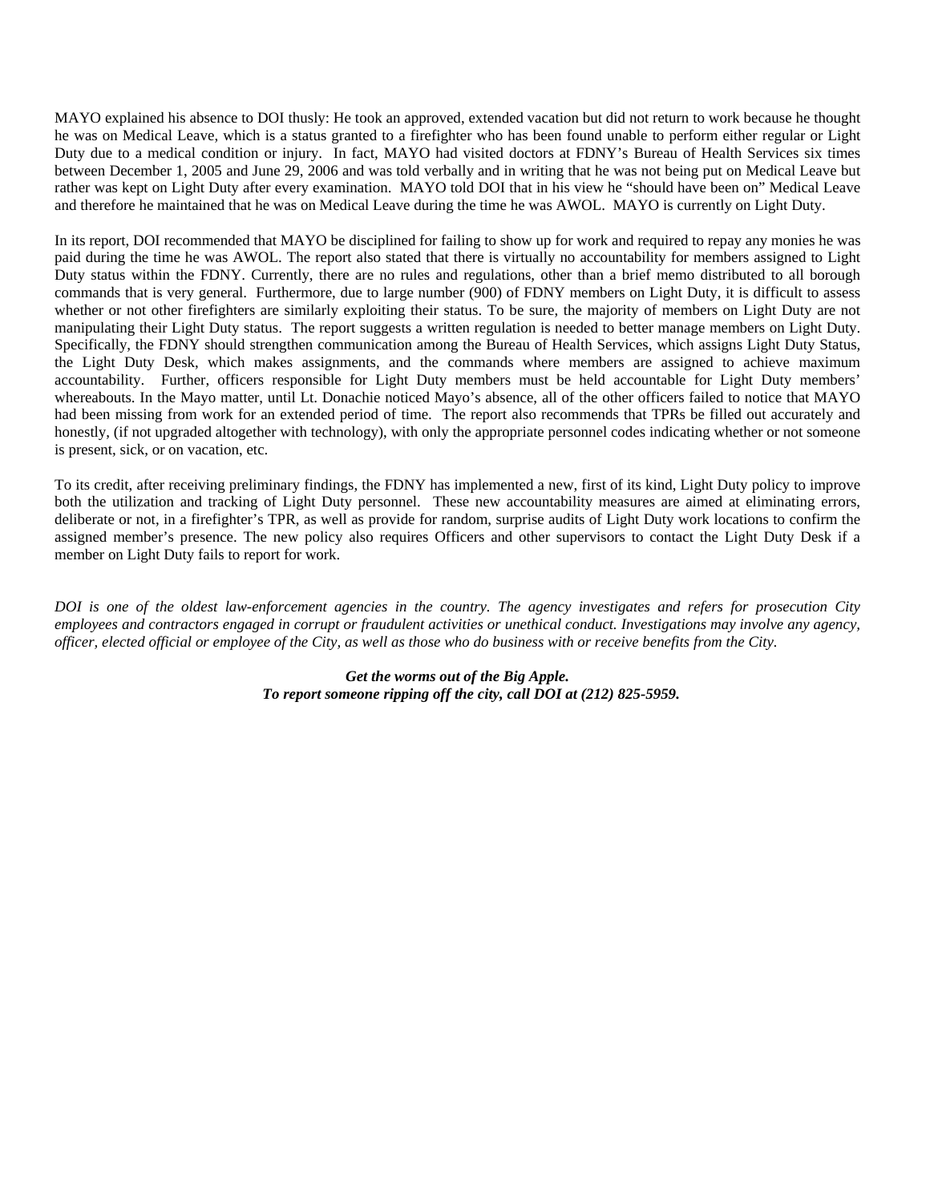MAYO explained his absence to DOI thusly: He took an approved, extended vacation but did not return to work because he thought he was on Medical Leave, which is a status granted to a firefighter who has been found unable to perform either regular or Light Duty due to a medical condition or injury. In fact, MAYO had visited doctors at FDNY's Bureau of Health Services six times between December 1, 2005 and June 29, 2006 and was told verbally and in writing that he was not being put on Medical Leave but rather was kept on Light Duty after every examination. MAYO told DOI that in his view he "should have been on" Medical Leave and therefore he maintained that he was on Medical Leave during the time he was AWOL. MAYO is currently on Light Duty.

In its report, DOI recommended that MAYO be disciplined for failing to show up for work and required to repay any monies he was paid during the time he was AWOL. The report also stated that there is virtually no accountability for members assigned to Light Duty status within the FDNY. Currently, there are no rules and regulations, other than a brief memo distributed to all borough commands that is very general. Furthermore, due to large number (900) of FDNY members on Light Duty, it is difficult to assess whether or not other firefighters are similarly exploiting their status. To be sure, the majority of members on Light Duty are not manipulating their Light Duty status. The report suggests a written regulation is needed to better manage members on Light Duty. Specifically, the FDNY should strengthen communication among the Bureau of Health Services, which assigns Light Duty Status, the Light Duty Desk, which makes assignments, and the commands where members are assigned to achieve maximum accountability. Further, officers responsible for Light Duty members must be held accountable for Light Duty members' whereabouts. In the Mayo matter, until Lt. Donachie noticed Mayo's absence, all of the other officers failed to notice that MAYO had been missing from work for an extended period of time. The report also recommends that TPRs be filled out accurately and honestly, (if not upgraded altogether with technology), with only the appropriate personnel codes indicating whether or not someone is present, sick, or on vacation, etc.

To its credit, after receiving preliminary findings, the FDNY has implemented a new, first of its kind, Light Duty policy to improve both the utilization and tracking of Light Duty personnel. These new accountability measures are aimed at eliminating errors, deliberate or not, in a firefighter's TPR, as well as provide for random, surprise audits of Light Duty work locations to confirm the assigned member's presence. The new policy also requires Officers and other supervisors to contact the Light Duty Desk if a member on Light Duty fails to report for work.

*DOI is one of the oldest law-enforcement agencies in the country. The agency investigates and refers for prosecution City employees and contractors engaged in corrupt or fraudulent activities or unethical conduct. Investigations may involve any agency, officer, elected official or employee of the City, as well as those who do business with or receive benefits from the City.*

***Get the worms out of the Big Apple.***
***To report someone ripping off the city, call DOI at (212) 825-5959.***